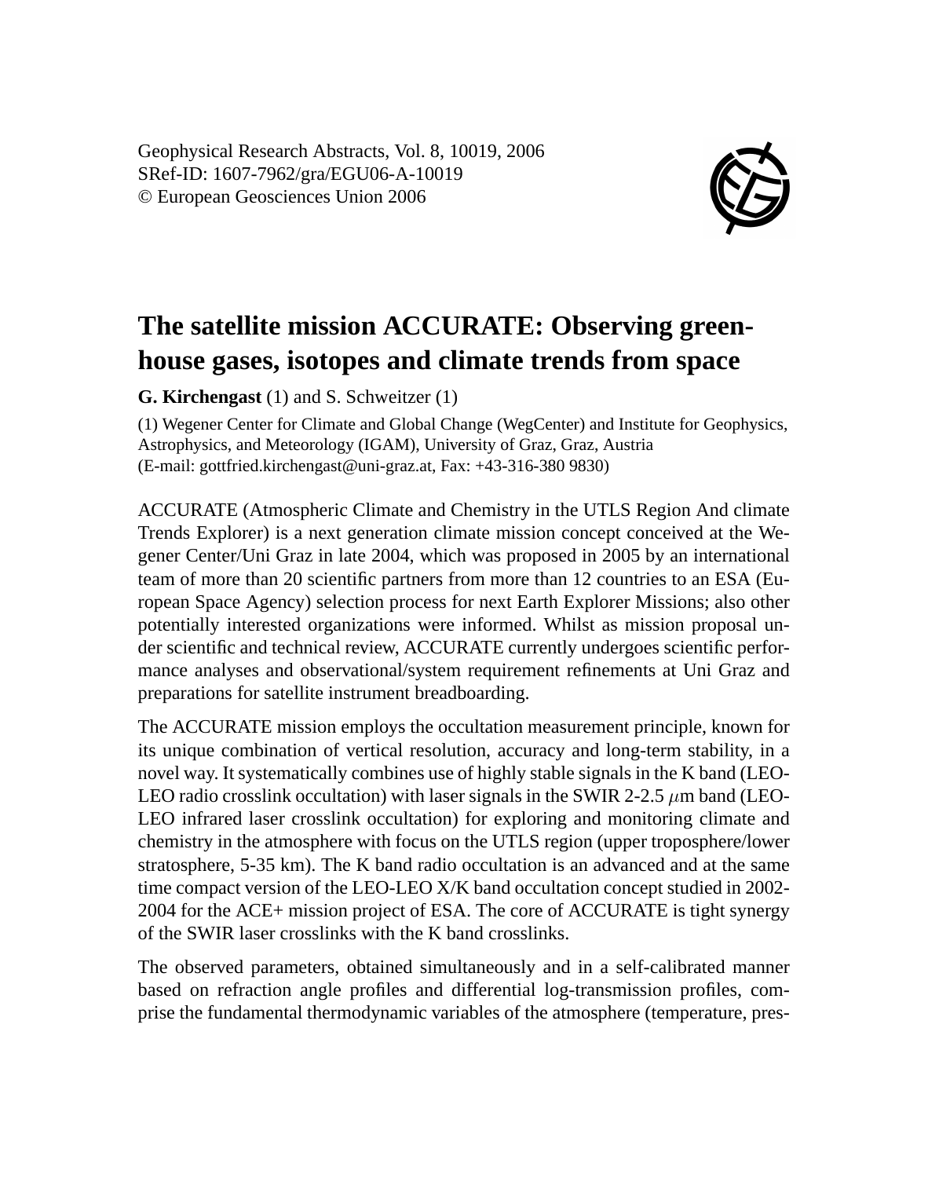# The satellite mission ACCURATE: Observing greenhouse gases, isotopes and climate trends from space

**G. Kirchengast** (1) and S. Schweitzer (1)

(1) Wegener Center for Climate and Global Change (WegCenter) and Institute for Geophysics, Astrophysics, and Meteorology (IGAM), University of Graz, Graz, Austria
(E-mail: gottfried.kirchengast@uni-graz.at, Fax: +43-316-380 9830)

ACCURATE (Atmospheric Climate and Chemistry in the UTLS Region And climate Trends Explorer) is a next generation climate mission concept conceived at the Wegener Center/Uni Graz in late 2004, which was proposed in 2005 by an international team of more than 20 scientific partners from more than 12 countries to an ESA (European Space Agency) selection process for next Earth Explorer Missions; also other potentially interested organizations were informed. Whilst as mission proposal under scientific and technical review, ACCURATE currently undergoes scientific performance analyses and observational/system requirement refinements at Uni Graz and preparations for satellite instrument breadboarding.

The ACCURATE mission employs the occultation measurement principle, known for its unique combination of vertical resolution, accuracy and long-term stability, in a novel way. It systematically combines use of highly stable signals in the K band (LEO-LEO radio crosslink occultation) with laser signals in the SWIR 2-2.5 $\mu$m band (LEO-LEO infrared laser crosslink occultation) for exploring and monitoring climate and chemistry in the atmosphere with focus on the UTLS region (upper troposphere/lower stratosphere, 5-35 km). The K band radio occultation is an advanced and at the same time compact version of the LEO-LEO X/K band occultation concept studied in 2002-2004 for the ACE+ mission project of ESA. The core of ACCURATE is tight synergy of the SWIR laser crosslinks with the K band crosslinks.

The observed parameters, obtained simultaneously and in a self-calibrated manner based on refraction angle profiles and differential log-transmission profiles, comprise the fundamental thermodynamic variables of the atmosphere (temperature, pres-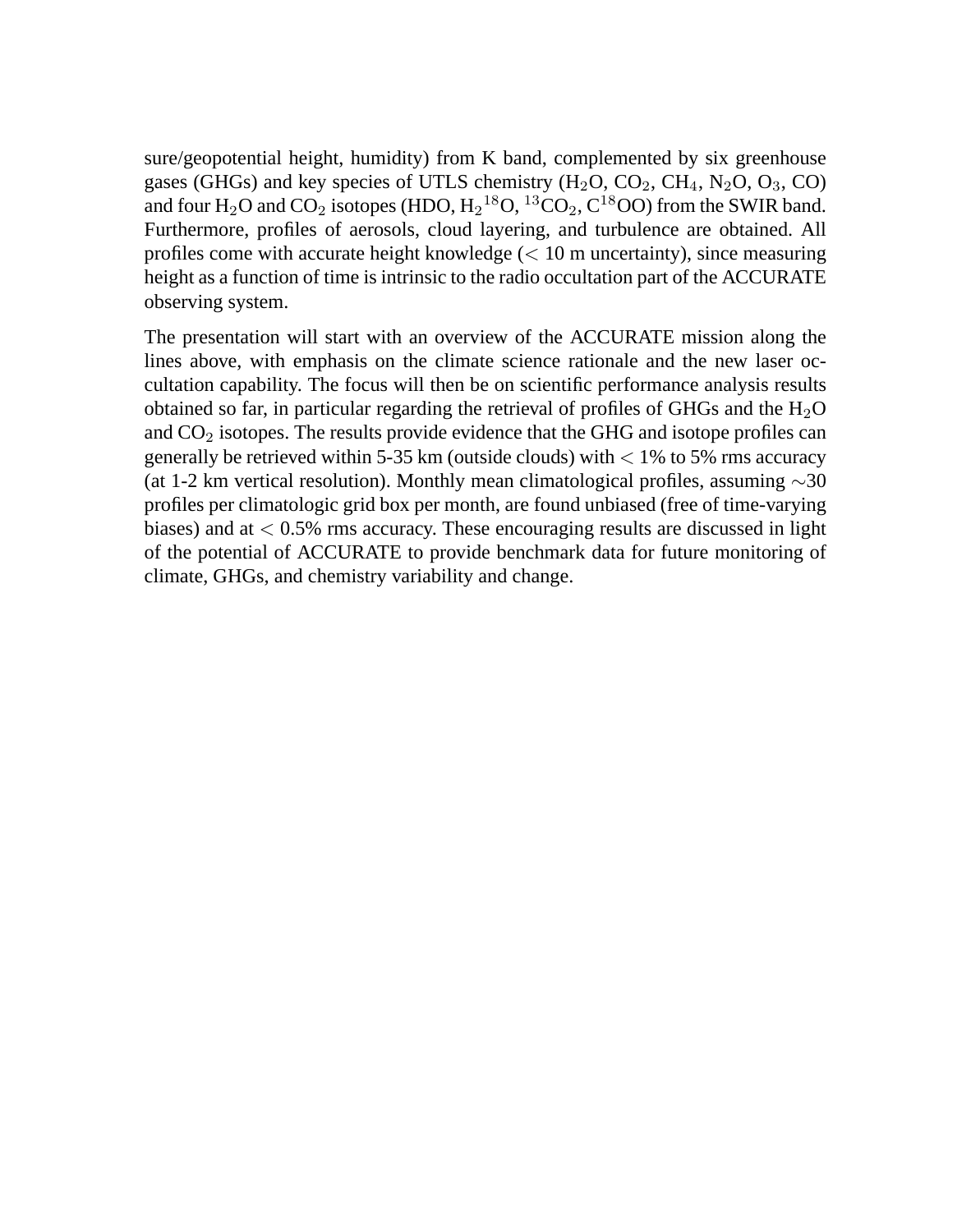sure/geopotential height, humidity) from K band, complemented by six greenhouse gases (GHGs) and key species of UTLS chemistry ($H_2O$, $CO_2$, $CH_4$, $N_2O$, $O_3$, CO) and four $H_2O$ and $CO_2$ isotopes (HDO, $H_2{}^{18}O$, $^{13}CO_2$, $C^{18}OO$) from the SWIR band. Furthermore, profiles of aerosols, cloud layering, and turbulence are obtained. All profiles come with accurate height knowledge ($<$ 10 m uncertainty), since measuring height as a function of time is intrinsic to the radio occultation part of the ACCURATE observing system.

The presentation will start with an overview of the ACCURATE mission along the lines above, with emphasis on the climate science rationale and the new laser occultation capability. The focus will then be on scientific performance analysis results obtained so far, in particular regarding the retrieval of profiles of GHGs and the $H_2O$ and $CO_2$ isotopes. The results provide evidence that the GHG and isotope profiles can generally be retrieved within 5-35 km (outside clouds) with $<$ 1% to 5% rms accuracy (at 1-2 km vertical resolution). Monthly mean climatological profiles, assuming $\sim$30 profiles per climatologic grid box per month, are found unbiased (free of time-varying biases) and at $<$ 0.5% rms accuracy. These encouraging results are discussed in light of the potential of ACCURATE to provide benchmark data for future monitoring of climate, GHGs, and chemistry variability and change.